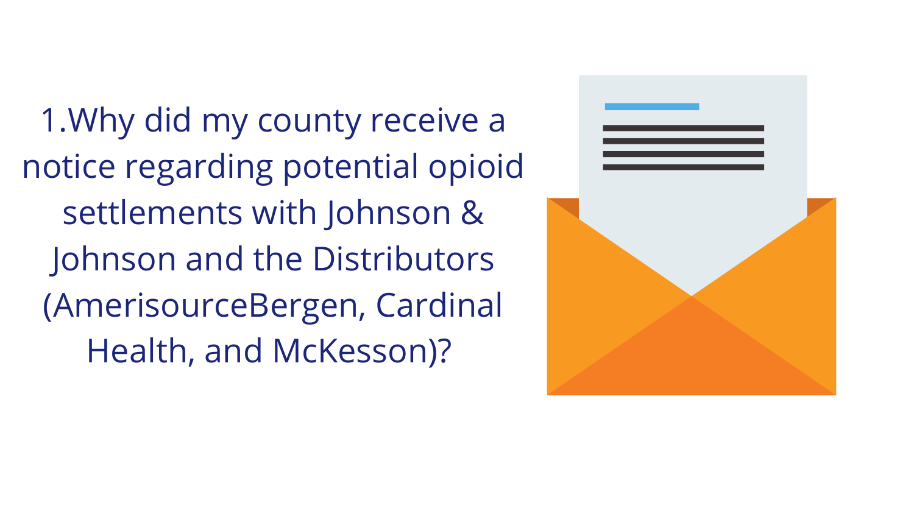1. Why did my county receive a notice regarding potential opioid settlements with Johnson & Johnson and the Distributors (AmerisourceBergen, Cardinal Health, and McKesson)?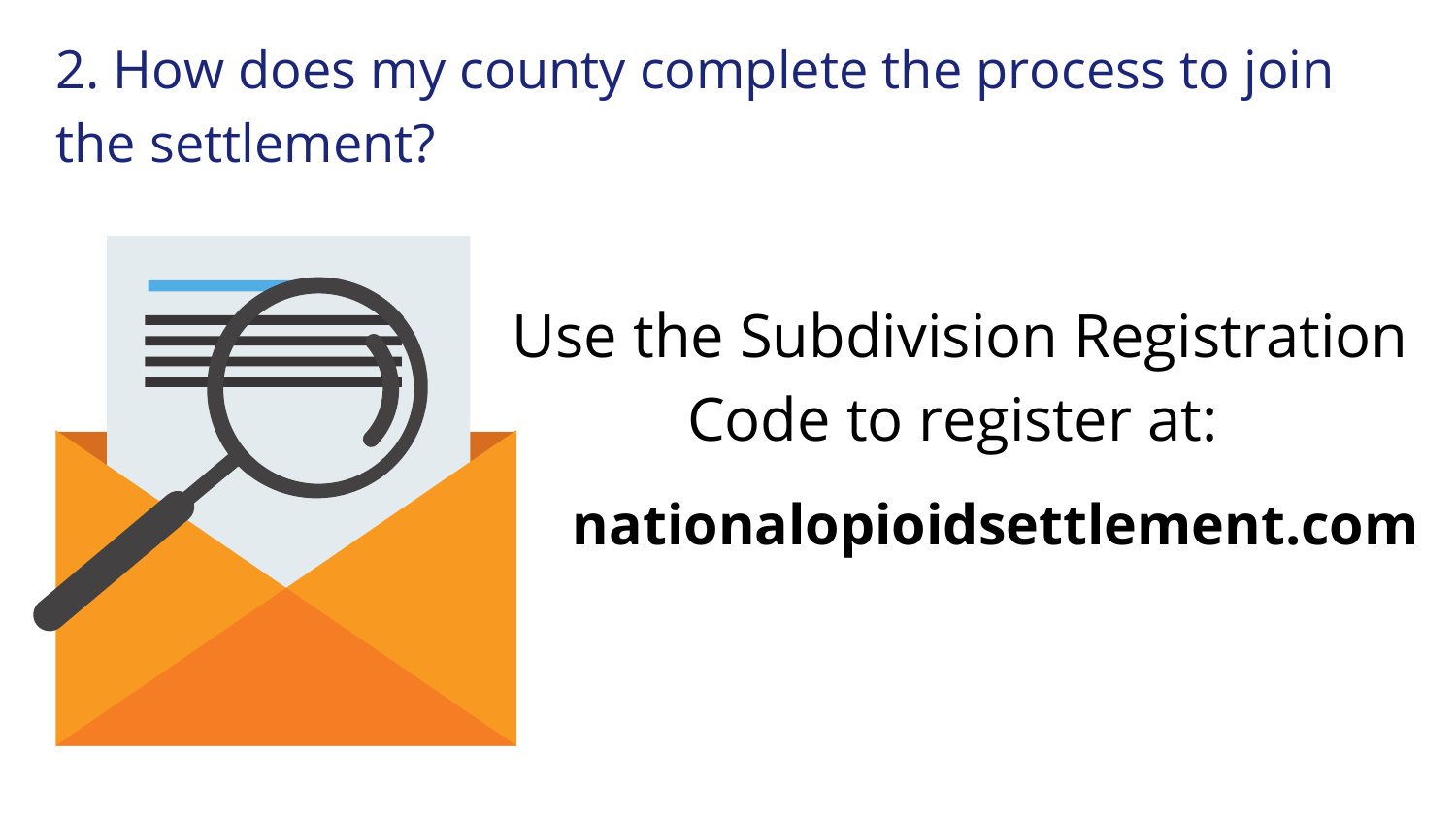## 2. How does my county complete the process to join the settlement?

Use the Subdivision Registration Code to register at:

**nationalopioidsettlement.com**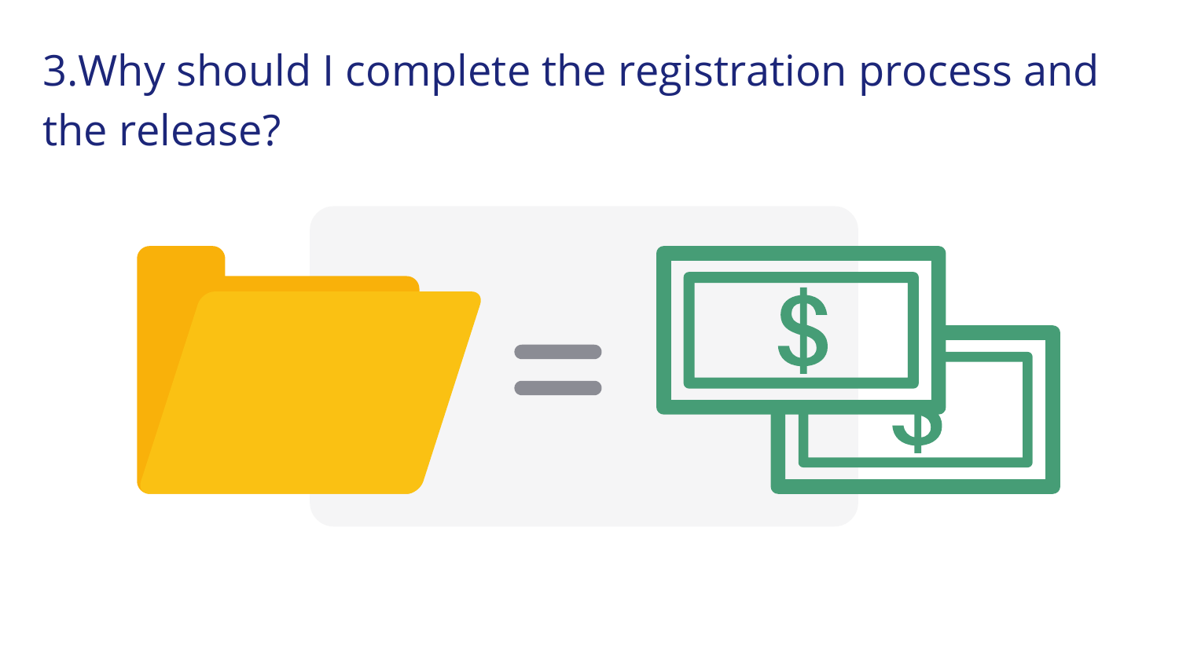# 3.Why should I complete the registration process and the release?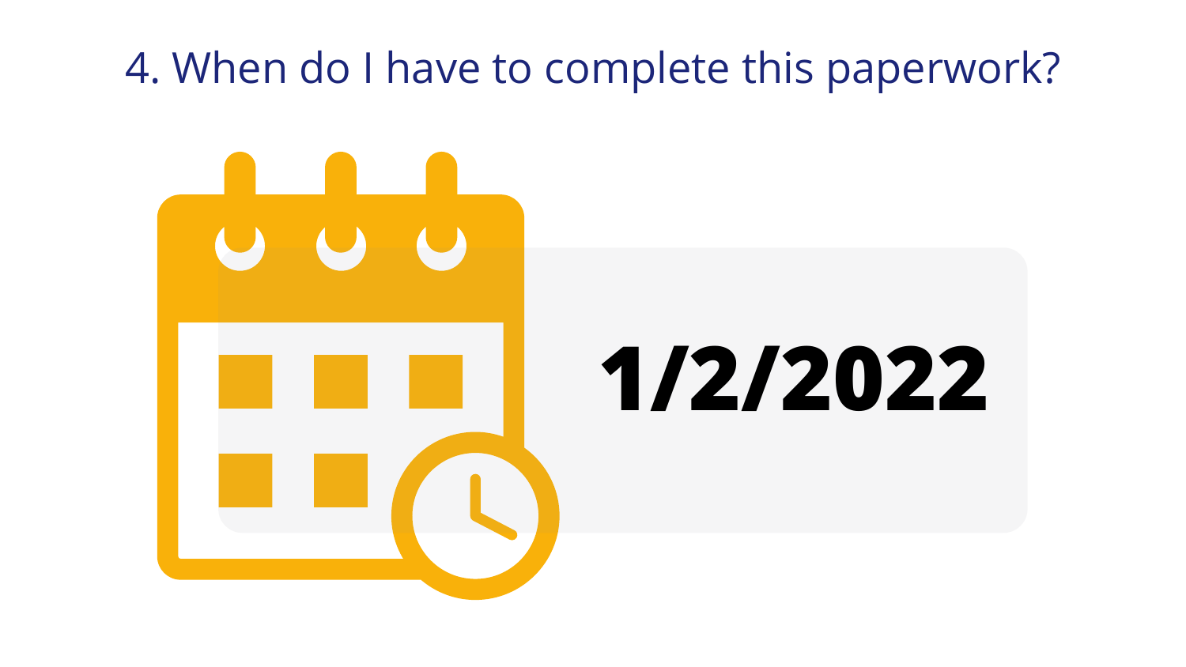# 4. When do I have to complete this paperwork?

**1/2/2022**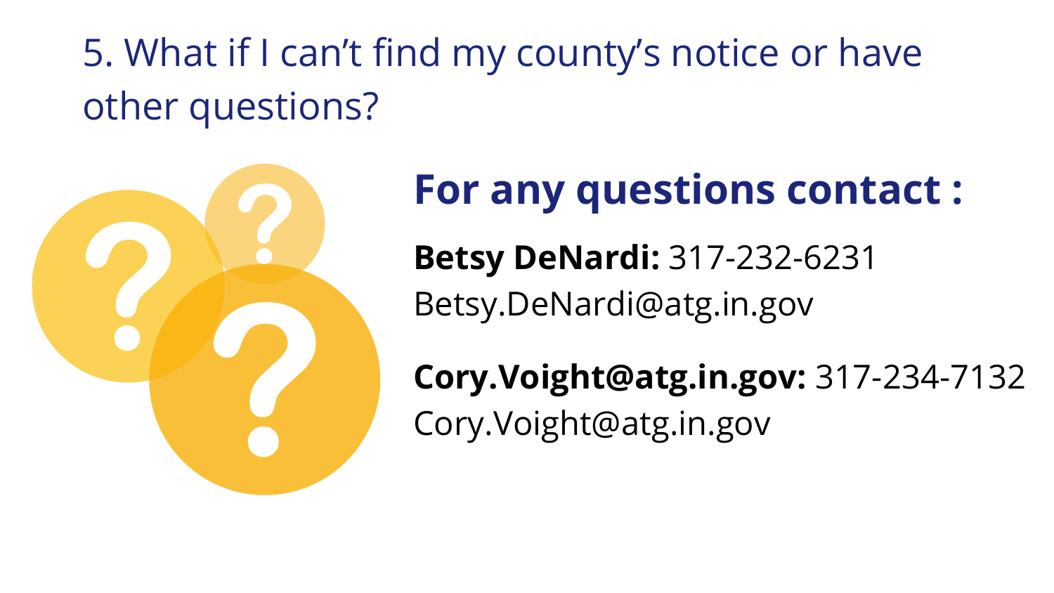# 5. What if I can't find my county's notice or have other questions?

## For any questions contact :

**Betsy DeNardi:** 317-232-6231
Betsy.DeNardi@atg.in.gov

**Cory.Voight@atg.in.gov:** 317-234-7132
Cory.Voight@atg.in.gov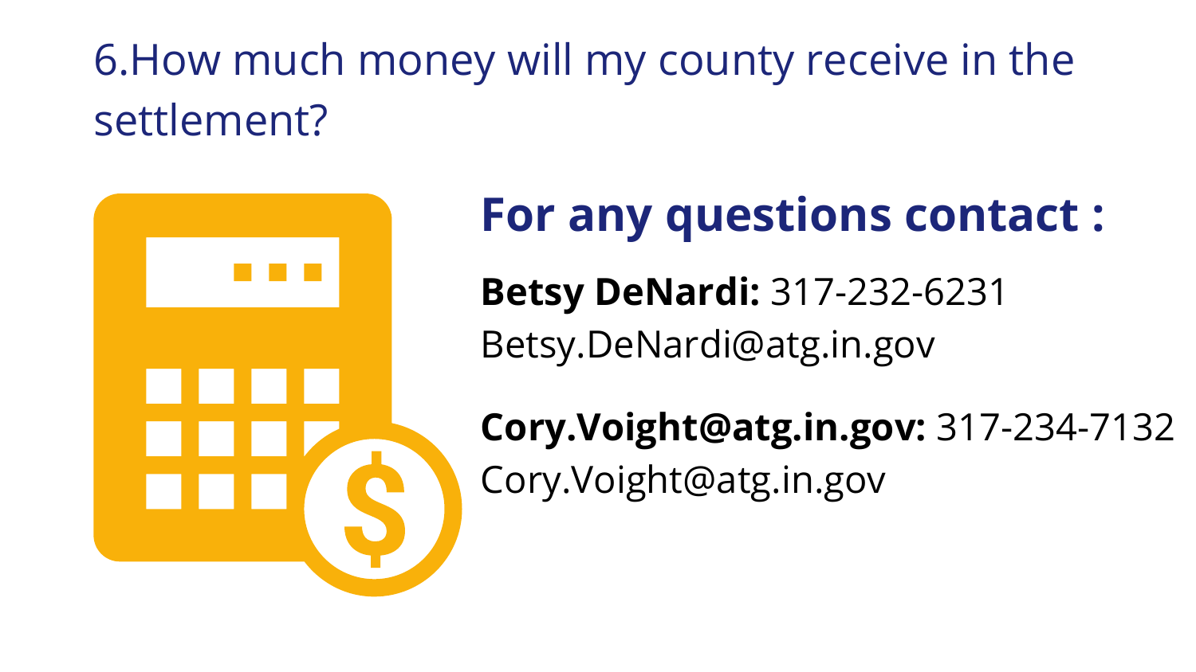# 6.How much money will my county receive in the settlement?

## For any questions contact :

**Betsy DeNardi:** 317-232-6231
Betsy.DeNardi@atg.in.gov

**Cory.Voight@atg.in.gov:** 317-234-7132
Cory.Voight@atg.in.gov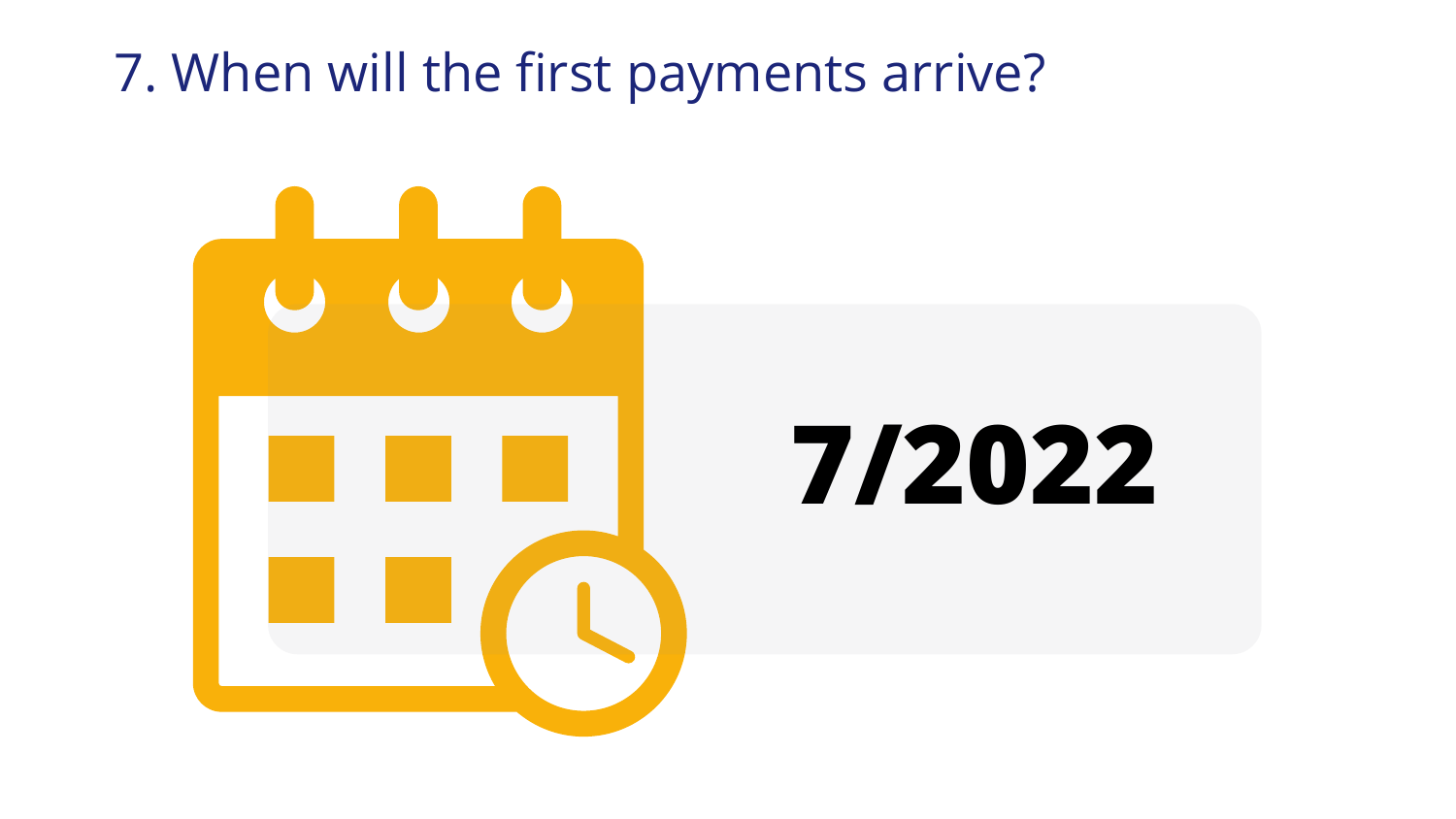# 7. When will the first payments arrive?

**7/2022**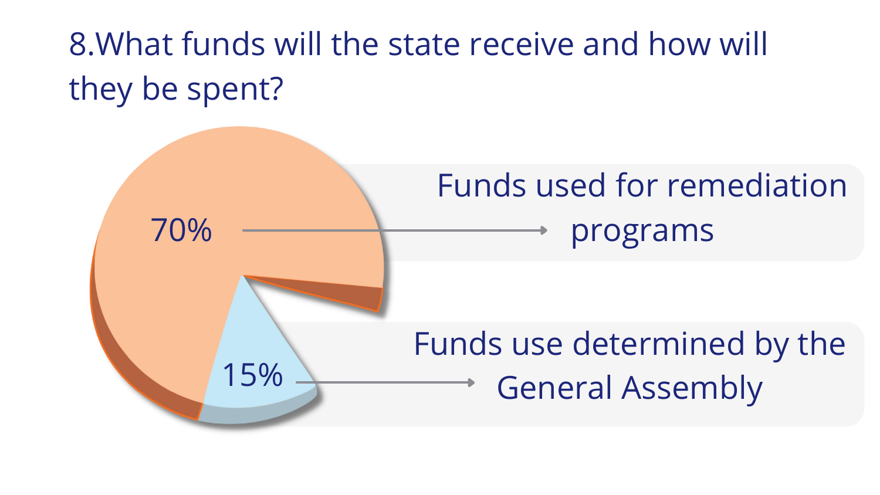## 8.What funds will the state receive and how will they be spent?

- 70% — Funds used for remediation programs
- 15% — Funds use determined by the General Assembly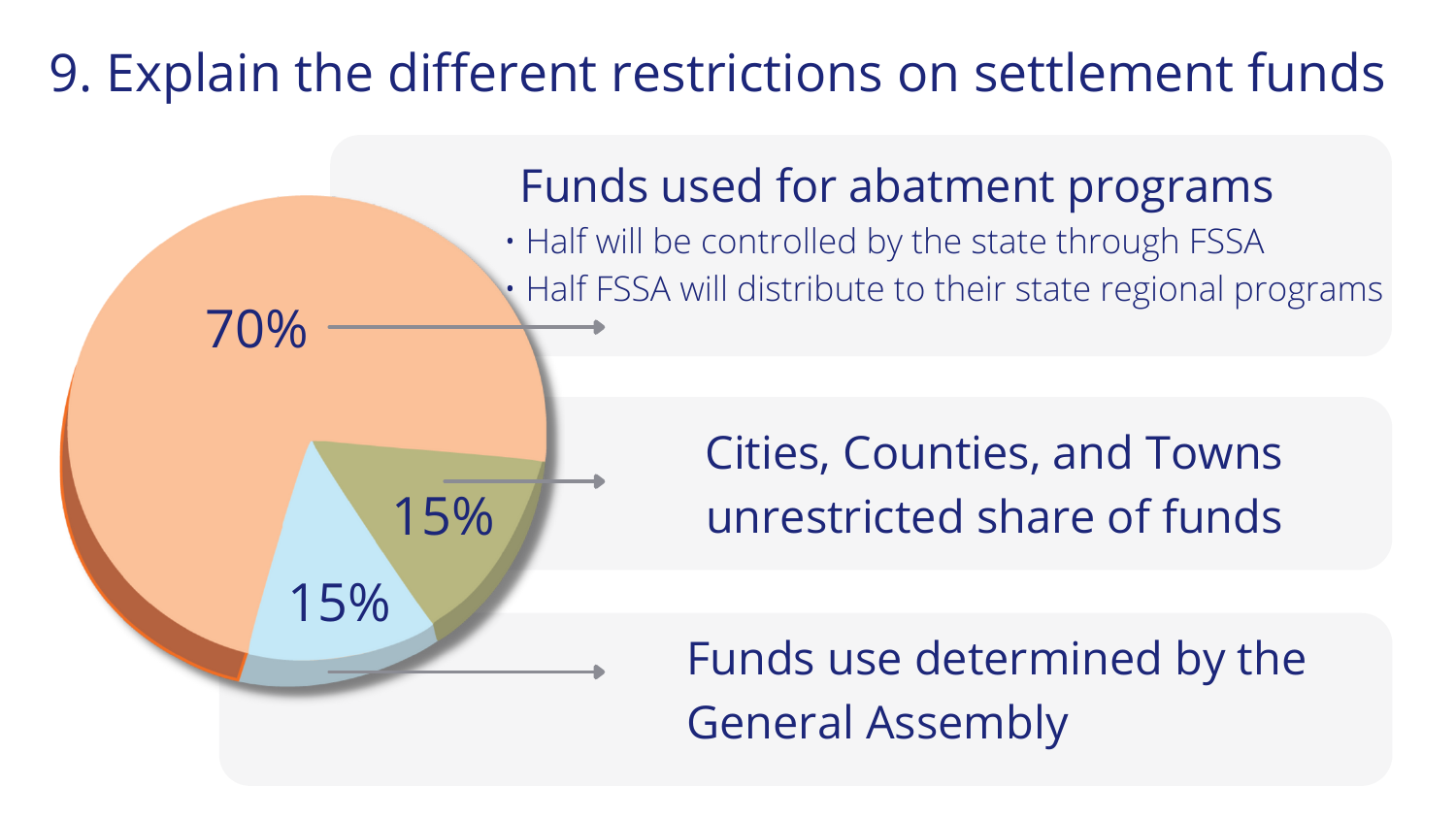# 9. Explain the different restrictions on settlement funds

**70%** — Funds used for abatment programs
- Half will be controlled by the state through FSSA
- Half FSSA will distribute to their state regional programs

**15%** — Cities, Counties, and Towns unrestricted share of funds

**15%** — Funds use determined by the General Assembly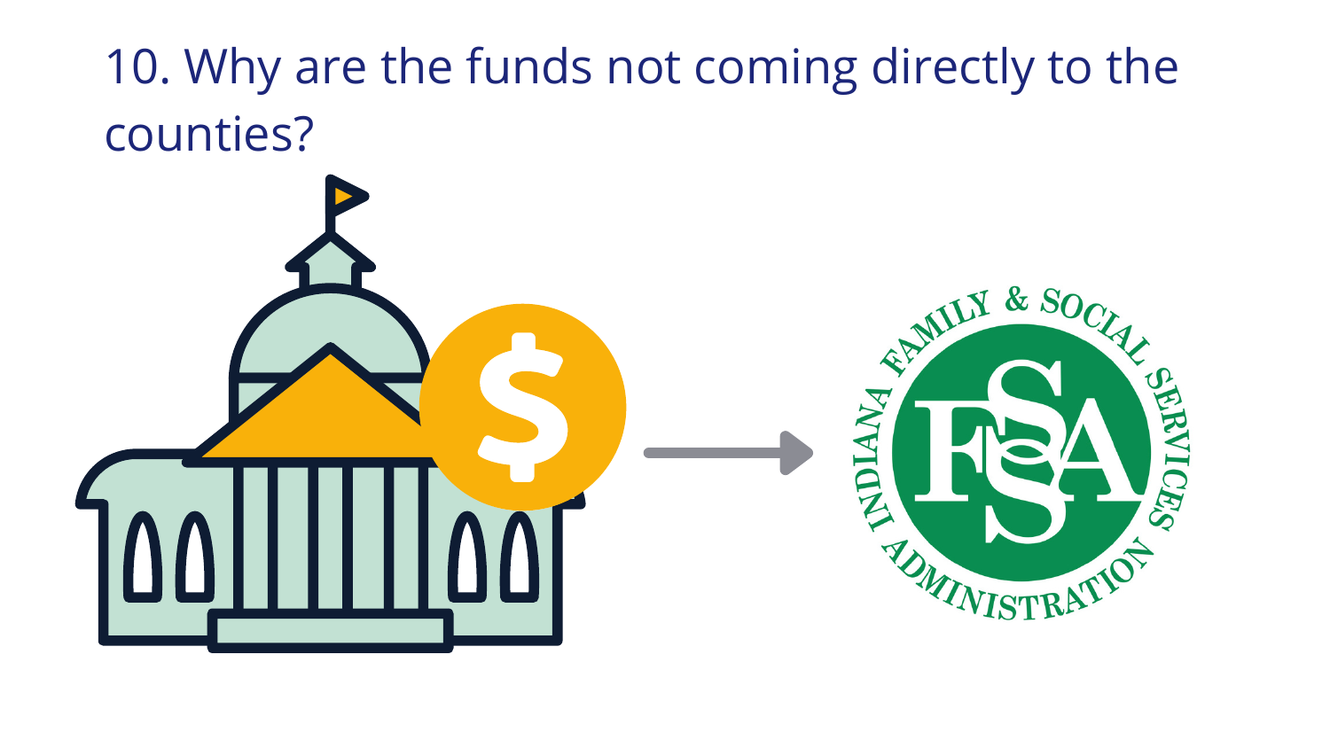10. Why are the funds not coming directly to the counties?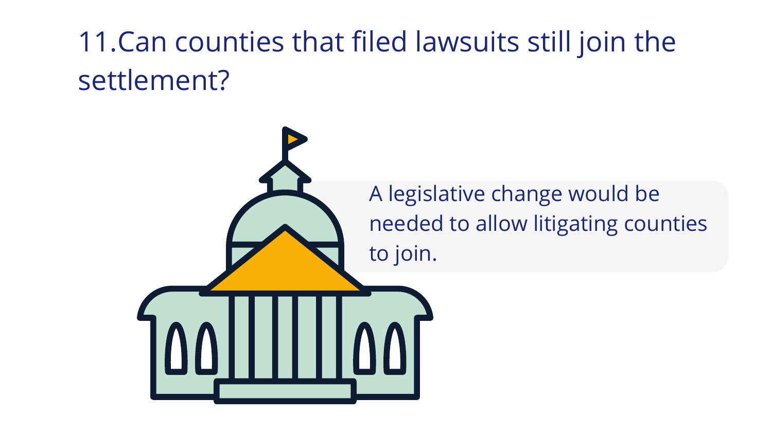# 11.Can counties that filed lawsuits still join the settlement?

A legislative change would be needed to allow litigating counties to join.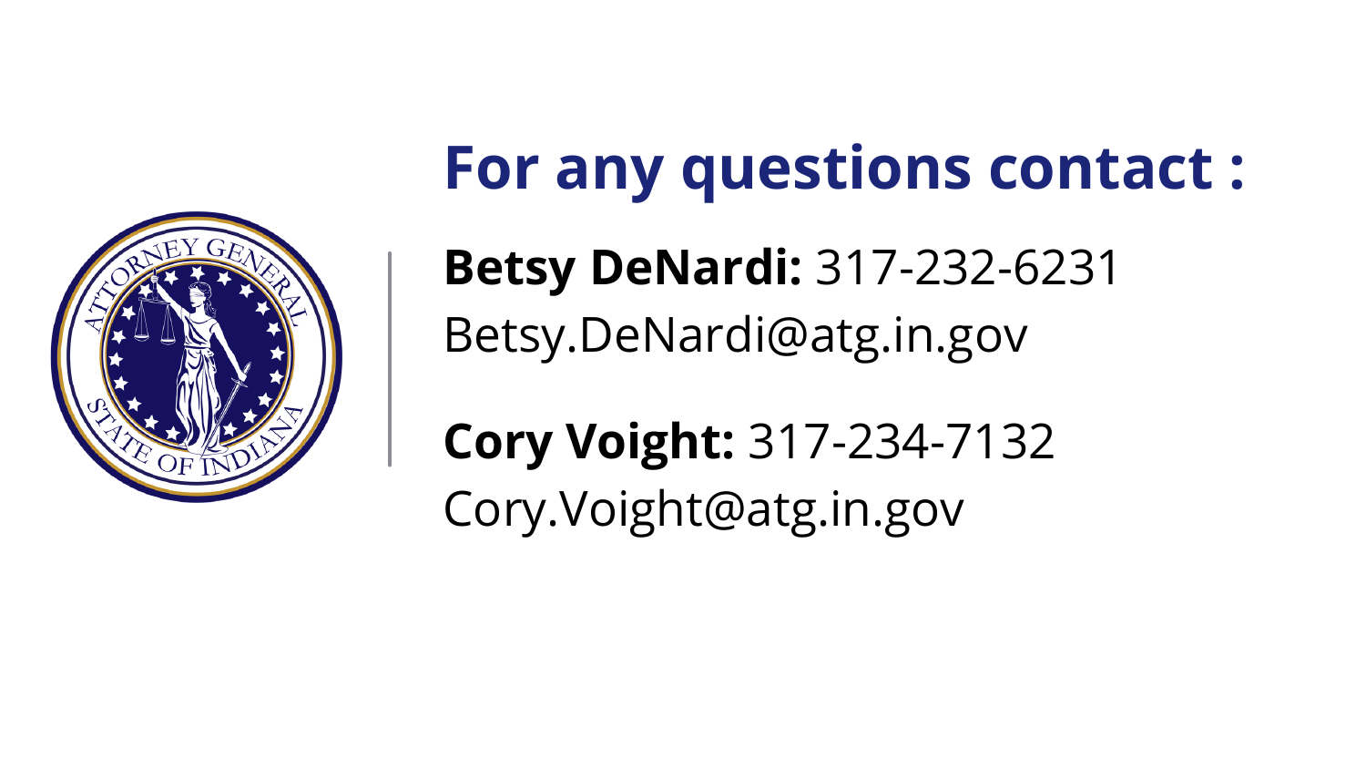## For any questions contact :

**Betsy DeNardi:** 317-232-6231
Betsy.DeNardi@atg.in.gov

**Cory Voight:** 317-234-7132
Cory.Voight@atg.in.gov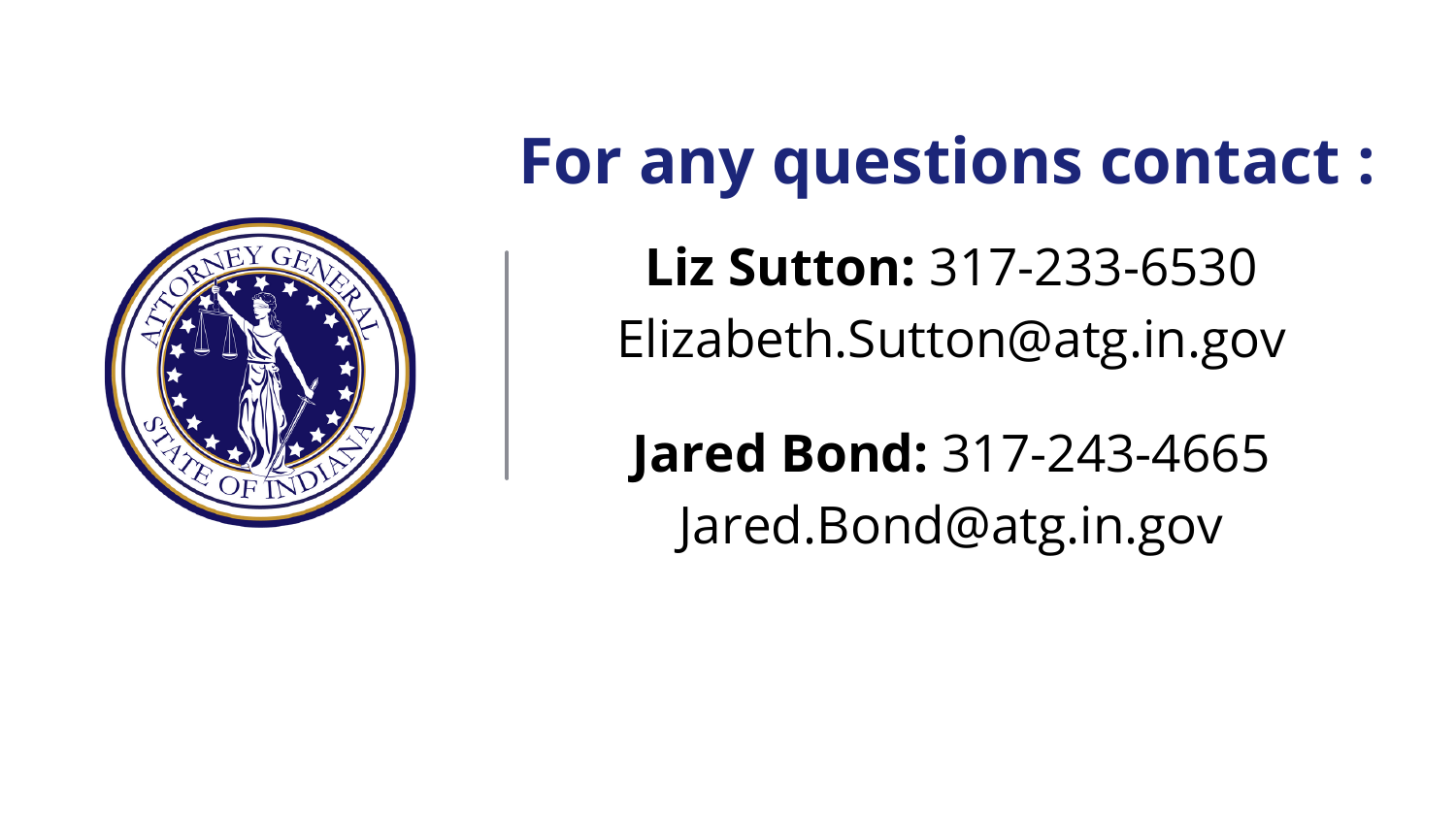# For any questions contact :

**Liz Sutton:** 317-233-6530
Elizabeth.Sutton@atg.in.gov

**Jared Bond:** 317-243-4665
Jared.Bond@atg.in.gov